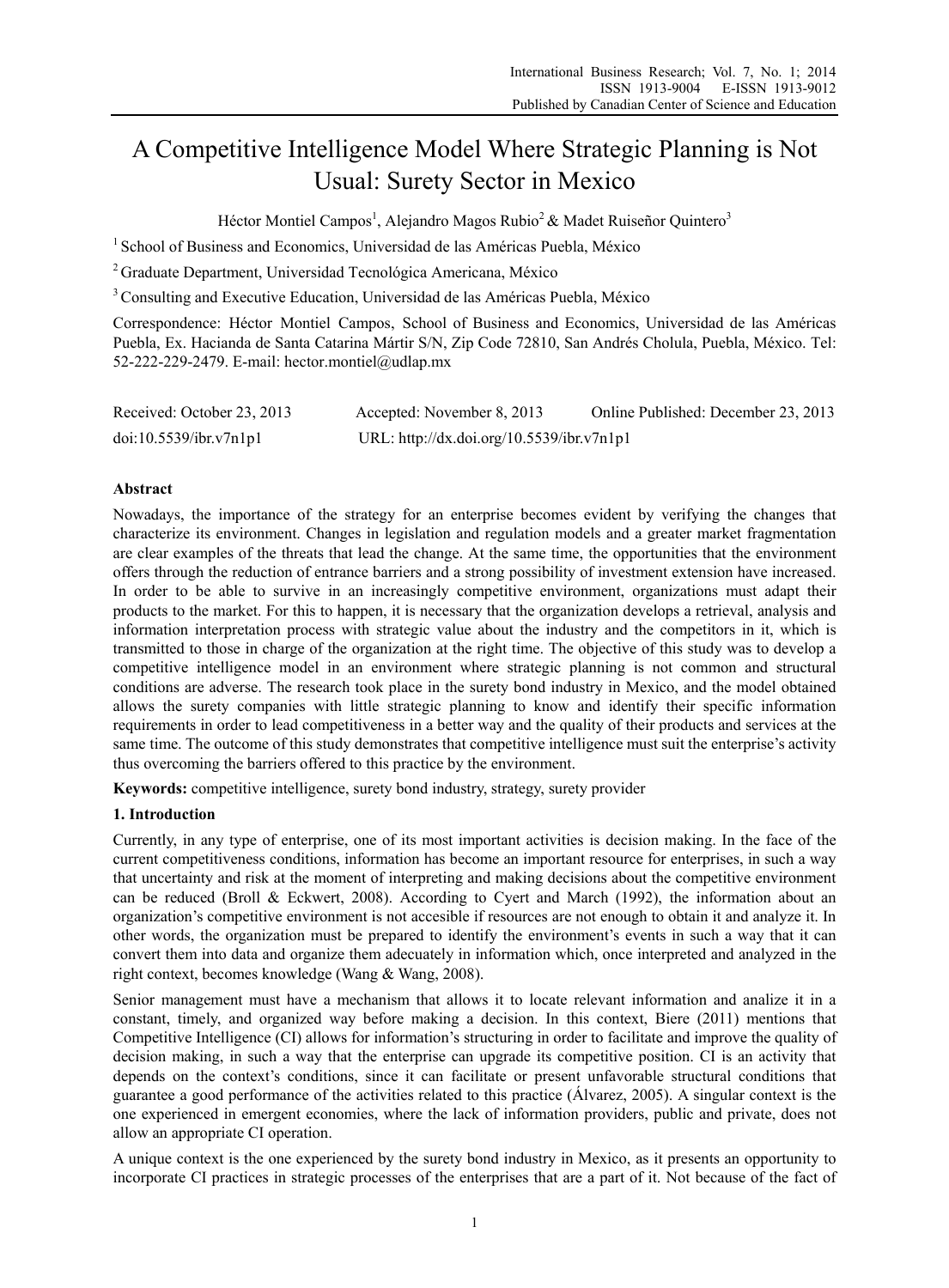# A Competitive Intelligence Model Where Strategic Planning is Not Usual: Surety Sector in Mexico

Héctor Montiel Campos[1], Alejandro Magos Rubio[2] & Madet Ruiseñor Quintero[3]

[1] School of Business and Economics, Universidad de las Américas Puebla, México

[2] Graduate Department, Universidad Tecnológica Americana, México

[3] Consulting and Executive Education, Universidad de las Américas Puebla, México

Correspondence: Héctor Montiel Campos, School of Business and Economics, Universidad de las Américas Puebla, Ex. Hacianda de Santa Catarina Mártir S/N, Zip Code 72810, San Andrés Cholula, Puebla, México. Tel: 52-222-229-2479. E-mail: hector.montiel@udlap.mx

Received: October 23, 2013 Accepted: November 8, 2013 Online Published: December 23, 2013

doi:10.5539/ibr.v7n1p1 URL: http://dx.doi.org/10.5539/ibr.v7n1p1

## Abstract

Nowadays, the importance of the strategy for an enterprise becomes evident by verifying the changes that characterize its environment. Changes in legislation and regulation models and a greater market fragmentation are clear examples of the threats that lead the change. At the same time, the opportunities that the environment offers through the reduction of entrance barriers and a strong possibility of investment extension have increased. In order to be able to survive in an increasingly competitive environment, organizations must adapt their products to the market. For this to happen, it is necessary that the organization develops a retrieval, analysis and information interpretation process with strategic value about the industry and the competitors in it, which is transmitted to those in charge of the organization at the right time. The objective of this study was to develop a competitive intelligence model in an environment where strategic planning is not common and structural conditions are adverse. The research took place in the surety bond industry in Mexico, and the model obtained allows the surety companies with little strategic planning to know and identify their specific information requirements in order to lead competitiveness in a better way and the quality of their products and services at the same time. The outcome of this study demonstrates that competitive intelligence must suit the enterprise's activity thus overcoming the barriers offered to this practice by the environment.

**Keywords:** competitive intelligence, surety bond industry, strategy, surety provider

## 1. Introduction

Currently, in any type of enterprise, one of its most important activities is decision making. In the face of the current competitiveness conditions, information has become an important resource for enterprises, in such a way that uncertainty and risk at the moment of interpreting and making decisions about the competitive environment can be reduced (Broll & Eckwert, 2008). According to Cyert and March (1992), the information about an organization's competitive environment is not accesible if resources are not enough to obtain it and analyze it. In other words, the organization must be prepared to identify the environment's events in such a way that it can convert them into data and organize them adecuately in information which, once interpreted and analyzed in the right context, becomes knowledge (Wang & Wang, 2008).

Senior management must have a mechanism that allows it to locate relevant information and analize it in a constant, timely, and organized way before making a decision. In this context, Biere (2011) mentions that Competitive Intelligence (CI) allows for information's structuring in order to facilitate and improve the quality of decision making, in such a way that the enterprise can upgrade its competitive position. CI is an activity that depends on the context's conditions, since it can facilitate or present unfavorable structural conditions that guarantee a good performance of the activities related to this practice (Álvarez, 2005). A singular context is the one experienced in emergent economies, where the lack of information providers, public and private, does not allow an appropriate CI operation.

A unique context is the one experienced by the surety bond industry in Mexico, as it presents an opportunity to incorporate CI practices in strategic processes of the enterprises that are a part of it. Not because of the fact of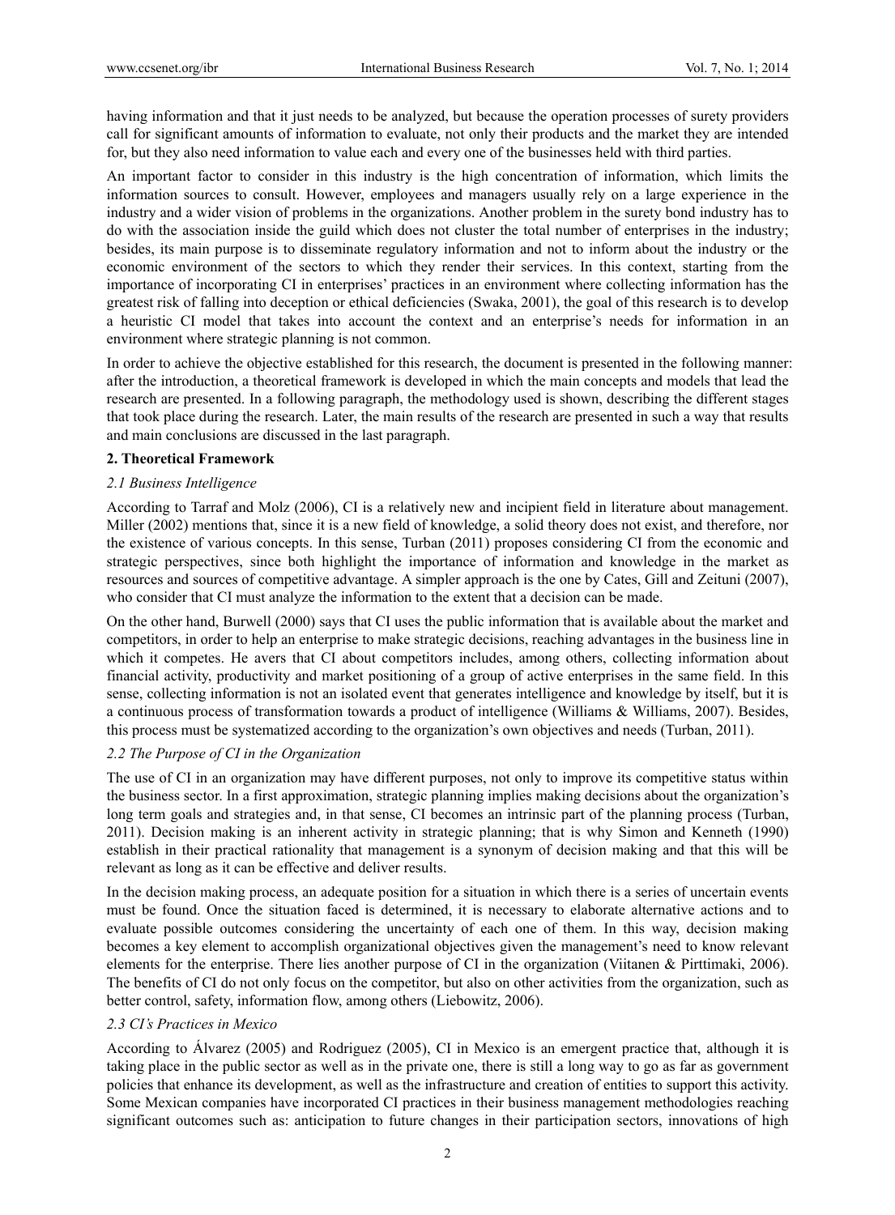having information and that it just needs to be analyzed, but because the operation processes of surety providers call for significant amounts of information to evaluate, not only their products and the market they are intended for, but they also need information to value each and every one of the businesses held with third parties.

An important factor to consider in this industry is the high concentration of information, which limits the information sources to consult. However, employees and managers usually rely on a large experience in the industry and a wider vision of problems in the organizations. Another problem in the surety bond industry has to do with the association inside the guild which does not cluster the total number of enterprises in the industry; besides, its main purpose is to disseminate regulatory information and not to inform about the industry or the economic environment of the sectors to which they render their services. In this context, starting from the importance of incorporating CI in enterprises' practices in an environment where collecting information has the greatest risk of falling into deception or ethical deficiencies (Swaka, 2001), the goal of this research is to develop a heuristic CI model that takes into account the context and an enterprise's needs for information in an environment where strategic planning is not common.

In order to achieve the objective established for this research, the document is presented in the following manner: after the introduction, a theoretical framework is developed in which the main concepts and models that lead the research are presented. In a following paragraph, the methodology used is shown, describing the different stages that took place during the research. Later, the main results of the research are presented in such a way that results and main conclusions are discussed in the last paragraph.

## 2. Theoretical Framework

### *2.1 Business Intelligence*

According to Tarraf and Molz (2006), CI is a relatively new and incipient field in literature about management. Miller (2002) mentions that, since it is a new field of knowledge, a solid theory does not exist, and therefore, nor the existence of various concepts. In this sense, Turban (2011) proposes considering CI from the economic and strategic perspectives, since both highlight the importance of information and knowledge in the market as resources and sources of competitive advantage. A simpler approach is the one by Cates, Gill and Zeituni (2007), who consider that CI must analyze the information to the extent that a decision can be made.

On the other hand, Burwell (2000) says that CI uses the public information that is available about the market and competitors, in order to help an enterprise to make strategic decisions, reaching advantages in the business line in which it competes. He avers that CI about competitors includes, among others, collecting information about financial activity, productivity and market positioning of a group of active enterprises in the same field. In this sense, collecting information is not an isolated event that generates intelligence and knowledge by itself, but it is a continuous process of transformation towards a product of intelligence (Williams & Williams, 2007). Besides, this process must be systematized according to the organization's own objectives and needs (Turban, 2011).

### *2.2 The Purpose of CI in the Organization*

The use of CI in an organization may have different purposes, not only to improve its competitive status within the business sector. In a first approximation, strategic planning implies making decisions about the organization's long term goals and strategies and, in that sense, CI becomes an intrinsic part of the planning process (Turban, 2011). Decision making is an inherent activity in strategic planning; that is why Simon and Kenneth (1990) establish in their practical rationality that management is a synonym of decision making and that this will be relevant as long as it can be effective and deliver results.

In the decision making process, an adequate position for a situation in which there is a series of uncertain events must be found. Once the situation faced is determined, it is necessary to elaborate alternative actions and to evaluate possible outcomes considering the uncertainty of each one of them. In this way, decision making becomes a key element to accomplish organizational objectives given the management's need to know relevant elements for the enterprise. There lies another purpose of CI in the organization (Viitanen & Pirttimaki, 2006). The benefits of CI do not only focus on the competitor, but also on other activities from the organization, such as better control, safety, information flow, among others (Liebowitz, 2006).

### *2.3 CI's Practices in Mexico*

According to Álvarez (2005) and Rodriguez (2005), CI in Mexico is an emergent practice that, although it is taking place in the public sector as well as in the private one, there is still a long way to go as far as government policies that enhance its development, as well as the infrastructure and creation of entities to support this activity. Some Mexican companies have incorporated CI practices in their business management methodologies reaching significant outcomes such as: anticipation to future changes in their participation sectors, innovations of high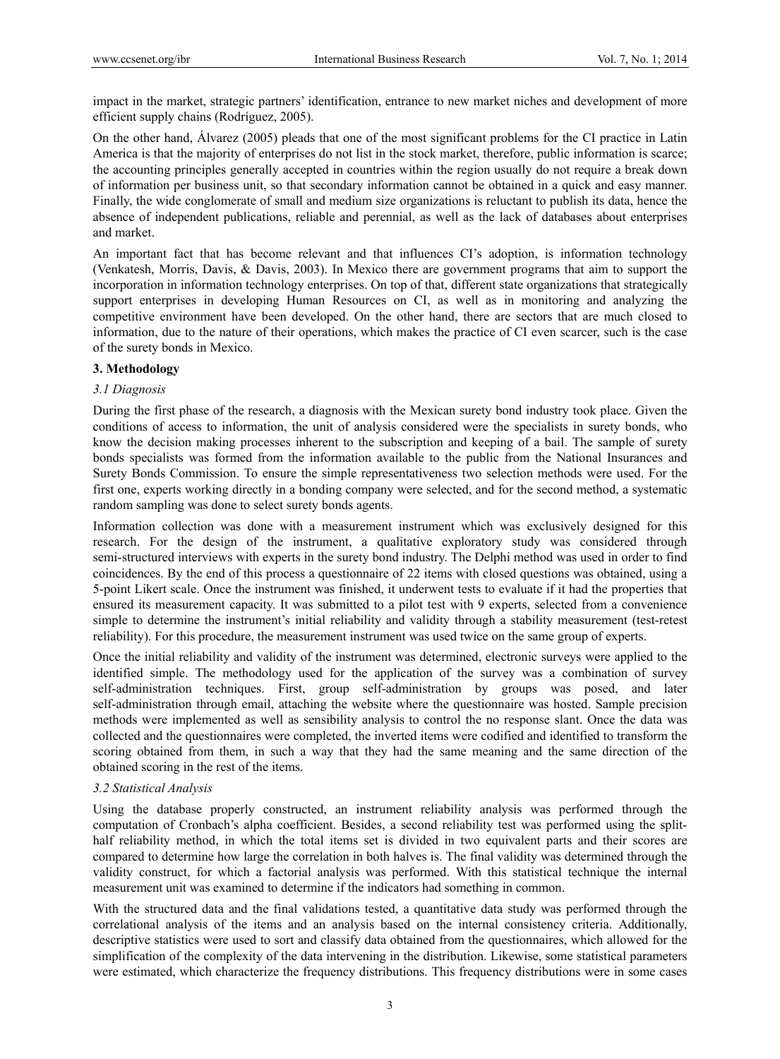impact in the market, strategic partners' identification, entrance to new market niches and development of more efficient supply chains (Rodríguez, 2005).

On the other hand, Álvarez (2005) pleads that one of the most significant problems for the CI practice in Latin America is that the majority of enterprises do not list in the stock market, therefore, public information is scarce; the accounting principles generally accepted in countries within the region usually do not require a break down of information per business unit, so that secondary information cannot be obtained in a quick and easy manner. Finally, the wide conglomerate of small and medium size organizations is reluctant to publish its data, hence the absence of independent publications, reliable and perennial, as well as the lack of databases about enterprises and market.

An important fact that has become relevant and that influences CI's adoption, is information technology (Venkatesh, Morris, Davis, & Davis, 2003). In Mexico there are government programs that aim to support the incorporation in information technology enterprises. On top of that, different state organizations that strategically support enterprises in developing Human Resources on CI, as well as in monitoring and analyzing the competitive environment have been developed. On the other hand, there are sectors that are much closed to information, due to the nature of their operations, which makes the practice of CI even scarcer, such is the case of the surety bonds in Mexico.

## 3. Methodology

### *3.1 Diagnosis*

During the first phase of the research, a diagnosis with the Mexican surety bond industry took place. Given the conditions of access to information, the unit of analysis considered were the specialists in surety bonds, who know the decision making processes inherent to the subscription and keeping of a bail. The sample of surety bonds specialists was formed from the information available to the public from the National Insurances and Surety Bonds Commission. To ensure the simple representativeness two selection methods were used. For the first one, experts working directly in a bonding company were selected, and for the second method, a systematic random sampling was done to select surety bonds agents.

Information collection was done with a measurement instrument which was exclusively designed for this research. For the design of the instrument, a qualitative exploratory study was considered through semi-structured interviews with experts in the surety bond industry. The Delphi method was used in order to find coincidences. By the end of this process a questionnaire of 22 items with closed questions was obtained, using a 5-point Likert scale. Once the instrument was finished, it underwent tests to evaluate if it had the properties that ensured its measurement capacity. It was submitted to a pilot test with 9 experts, selected from a convenience simple to determine the instrument's initial reliability and validity through a stability measurement (test-retest reliability). For this procedure, the measurement instrument was used twice on the same group of experts.

Once the initial reliability and validity of the instrument was determined, electronic surveys were applied to the identified simple. The methodology used for the application of the survey was a combination of survey self-administration techniques. First, group self-administration by groups was posed, and later self-administration through email, attaching the website where the questionnaire was hosted. Sample precision methods were implemented as well as sensibility analysis to control the no response slant. Once the data was collected and the questionnaires were completed, the inverted items were codified and identified to transform the scoring obtained from them, in such a way that they had the same meaning and the same direction of the obtained scoring in the rest of the items.

### *3.2 Statistical Analysis*

Using the database properly constructed, an instrument reliability analysis was performed through the computation of Cronbach's alpha coefficient. Besides, a second reliability test was performed using the split-half reliability method, in which the total items set is divided in two equivalent parts and their scores are compared to determine how large the correlation in both halves is. The final validity was determined through the validity construct, for which a factorial analysis was performed. With this statistical technique the internal measurement unit was examined to determine if the indicators had something in common.

With the structured data and the final validations tested, a quantitative data study was performed through the correlational analysis of the items and an analysis based on the internal consistency criteria. Additionally, descriptive statistics were used to sort and classify data obtained from the questionnaires, which allowed for the simplification of the complexity of the data intervening in the distribution. Likewise, some statistical parameters were estimated, which characterize the frequency distributions. This frequency distributions were in some cases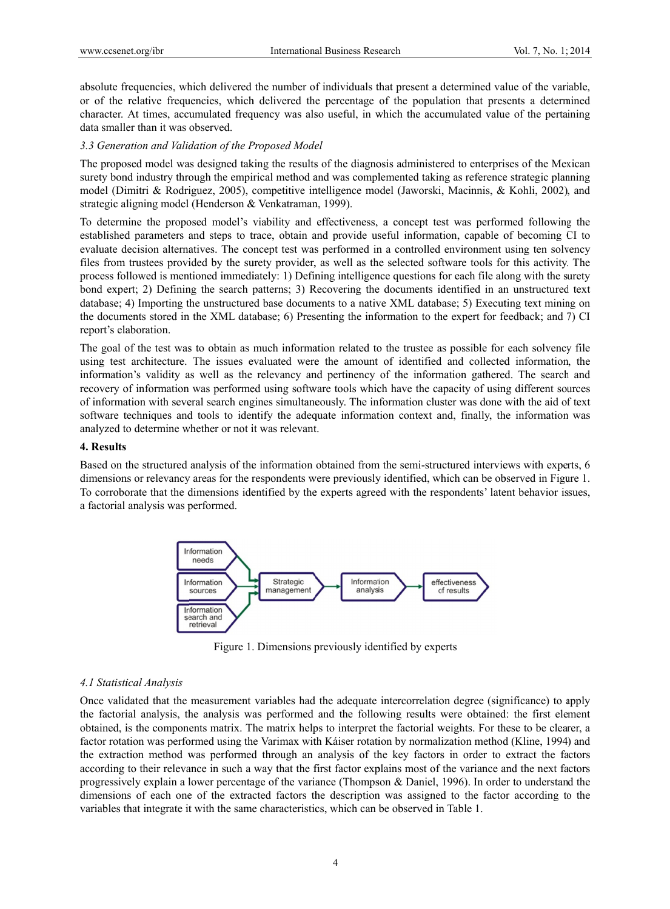absolute frequencies, which delivered the number of individuals that present a determined value of the variable, or of the relative frequencies, which delivered the percentage of the population that presents a determined character. At times, accumulated frequency was also useful, in which the accumulated value of the pertaining data smaller than it was observed.

### *3.3 Generation and Validation of the Proposed Model*

The proposed model was designed taking the results of the diagnosis administered to enterprises of the Mexican surety bond industry through the empirical method and was complemented taking as reference strategic planning model (Dimitri & Rodriguez, 2005), competitive intelligence model (Jaworski, Macinnis, & Kohli, 2002), and strategic aligning model (Henderson & Venkatraman, 1999).

To determine the proposed model's viability and effectiveness, a concept test was performed following the established parameters and steps to trace, obtain and provide useful information, capable of becoming CI to evaluate decision alternatives. The concept test was performed in a controlled environment using ten solvency files from trustees provided by the surety provider, as well as the selected software tools for this activity. The process followed is mentioned immediately: 1) Defining intelligence questions for each file along with the surety bond expert; 2) Defining the search patterns; 3) Recovering the documents identified in an unstructured text database; 4) Importing the unstructured base documents to a native XML database; 5) Executing text mining on the documents stored in the XML database; 6) Presenting the information to the expert for feedback; and 7) CI report's elaboration.

The goal of the test was to obtain as much information related to the trustee as possible for each solvency file using test architecture. The issues evaluated were the amount of identified and collected information, the information's validity as well as the relevancy and pertinency of the information gathered. The search and recovery of information was performed using software tools which have the capacity of using different sources of information with several search engines simultaneously. The information cluster was done with the aid of text software techniques and tools to identify the adequate information context and, finally, the information was analyzed to determine whether or not it was relevant.

## 4. Results

Based on the structured analysis of the information obtained from the semi-structured interviews with experts, 6 dimensions or relevancy areas for the respondents were previously identified, which can be observed in Figure 1. To corroborate that the dimensions identified by the experts agreed with the respondents' latent behavior issues, a factorial analysis was performed.

Information needs

Information sources

Information search and retrieval

Strategic management

Information analysis

effectiveness of results

Figure 1. Dimensions previously identified by experts

### *4.1 Statistical Analysis*

Once validated that the measurement variables had the adequate intercorrelation degree (significance) to apply the factorial analysis, the analysis was performed and the following results were obtained: the first element obtained, is the components matrix. The matrix helps to interpret the factorial weights. For these to be clearer, a factor rotation was performed using the Varimax with Káiser rotation by normalization method (Kline, 1994) and the extraction method was performed through an analysis of the key factors in order to extract the factors according to their relevance in such a way that the first factor explains most of the variance and the next factors progressively explain a lower percentage of the variance (Thompson & Daniel, 1996). In order to understand the dimensions of each one of the extracted factors the description was assigned to the factor according to the variables that integrate it with the same characteristics, which can be observed in Table 1.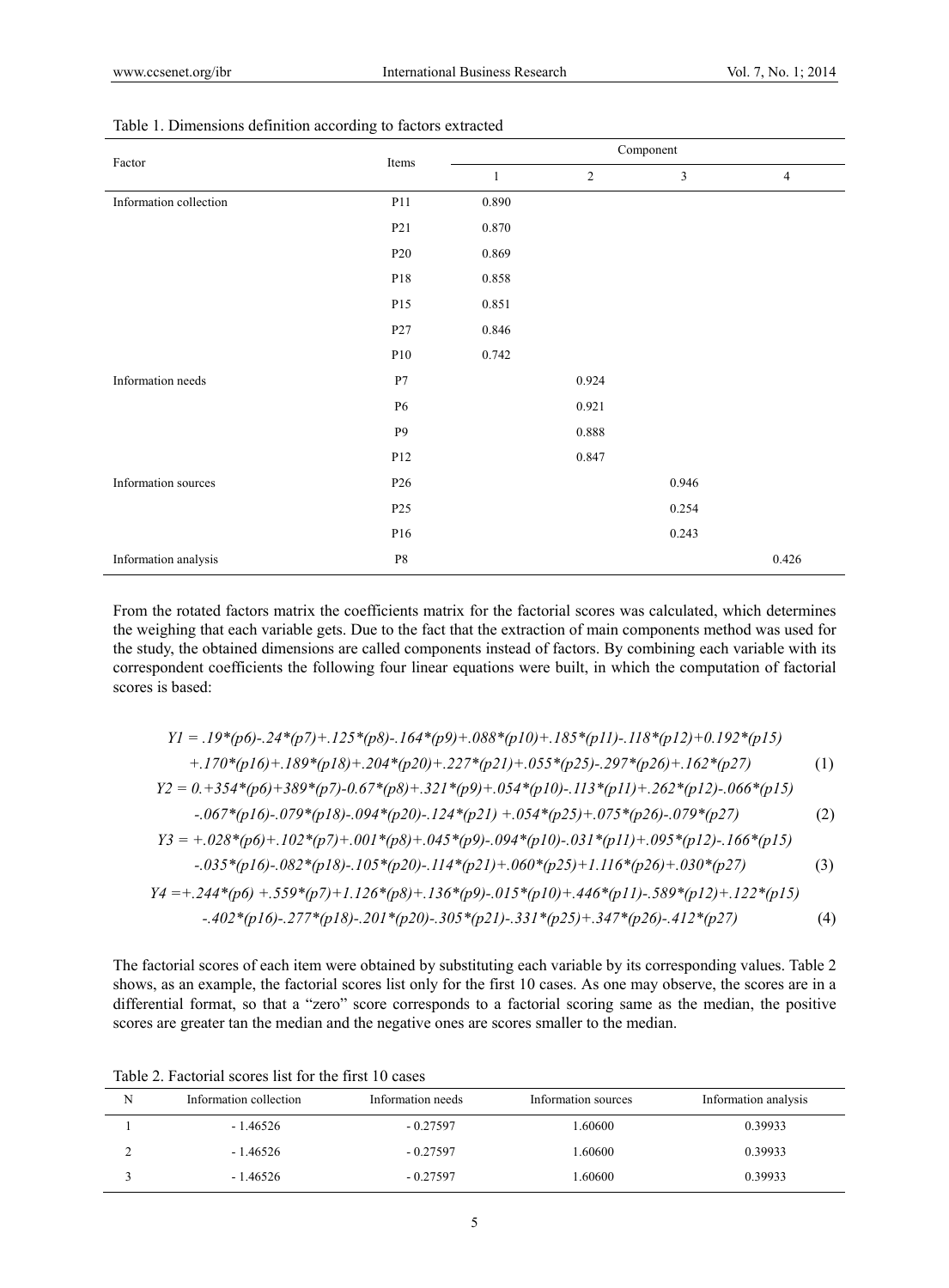Table 1. Dimensions definition according to factors extracted

| Factor | Items | Component | | | |
|---|---|---|---|---|---|
| | | 1 | 2 | 3 | 4 |
| Information collection | P11 | 0.890 | | | |
| | P21 | 0.870 | | | |
| | P20 | 0.869 | | | |
| | P18 | 0.858 | | | |
| | P15 | 0.851 | | | |
| | P27 | 0.846 | | | |
| | P10 | 0.742 | | | |
| Information needs | P7 | | 0.924 | | |
| | P6 | | 0.921 | | |
| | P9 | | 0.888 | | |
| | P12 | | 0.847 | | |
| Information sources | P26 | | | 0.946 | |
| | P25 | | | 0.254 | |
| | P16 | | | 0.243 | |
| Information analysis | P8 | | | | 0.426 |

From the rotated factors matrix the coefficients matrix for the factorial scores was calculated, which determines the weighing that each variable gets. Due to the fact that the extraction of main components method was used for the study, the obtained dimensions are called components instead of factors. By combining each variable with its correspondent coefficients the following four linear equations were built, in which the computation of factorial scores is based:

$$Y1 = .19*(p6)-.24*(p7)+.125*(p8)-.164*(p9)+.088*(p10)+.185*(p11)-.118*(p12)+0.192*(p15) +.170*(p16)+.189*(p18)+.204*(p20)+.227*(p21)+.055*(p25)-.297*(p26)+.162*(p27) \quad (1)$$

$$Y2 = 0.+354*(p6)+389*(p7)-0.67*(p8)+.321*(p9)+.054*(p10)-.113*(p11)+.262*(p12)-.066*(p15) -.067*(p16)-.079*(p18)-.094*(p20)-.124*(p21) +.054*(p25)+.075*(p26)-.079*(p27) \quad (2)$$

$$Y3 = +.028*(p6)+.102*(p7)+.001*(p8)+.045*(p9)-.094*(p10)-.031*(p11)+.095*(p12)-.166*(p15) -.035*(p16)-.082*(p18)-.105*(p20)-.114*(p21)+.060*(p25)+1.116*(p26)+.030*(p27) \quad (3)$$

$$Y4 =+.244*(p6) +.559*(p7)+1.126*(p8)+.136*(p9)-.015*(p10)+.446*(p11)-.589*(p12)+.122*(p15) -.402*(p16)-.277*(p18)-.201*(p20)-.305*(p21)-.331*(p25)+.347*(p26)-.412*(p27) \quad (4)$$

The factorial scores of each item were obtained by substituting each variable by its corresponding values. Table 2 shows, as an example, the factorial scores list only for the first 10 cases. As one may observe, the scores are in a differential format, so that a "zero" score corresponds to a factorial scoring same as the median, the positive scores are greater tan the median and the negative ones are scores smaller to the median.

Table 2. Factorial scores list for the first 10 cases

| N | Information collection | Information needs | Information sources | Information analysis |
|---|---|---|---|---|
| 1 | - 1.46526 | - 0.27597 | 1.60600 | 0.39933 |
| 2 | - 1.46526 | - 0.27597 | 1.60600 | 0.39933 |
| 3 | - 1.46526 | - 0.27597 | 1.60600 | 0.39933 |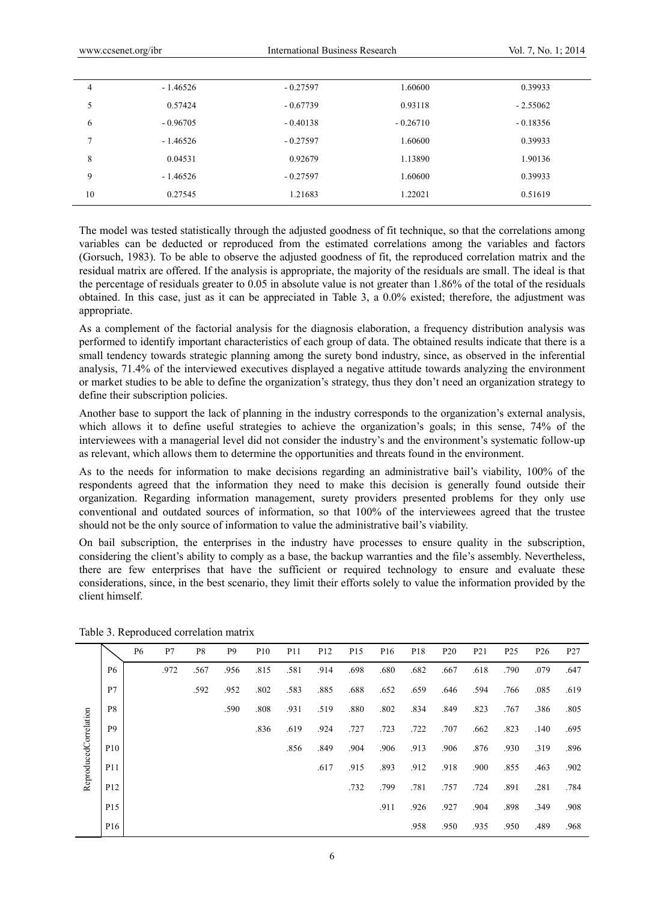| | | | | |
|---|---|---|---|---|
| 4 | - 1.46526 | - 0.27597 | 1.60600 | 0.39933 |
| 5 | 0.57424 | - 0.67739 | 0.93118 | - 2.55062 |
| 6 | - 0.96705 | - 0.40138 | - 0.26710 | - 0.18356 |
| 7 | - 1.46526 | - 0.27597 | 1.60600 | 0.39933 |
| 8 | 0.04531 | 0.92679 | 1.13890 | 1.90136 |
| 9 | - 1.46526 | - 0.27597 | 1.60600 | 0.39933 |
| 10 | 0.27545 | 1.21683 | 1.22021 | 0.51619 |

The model was tested statistically through the adjusted goodness of fit technique, so that the correlations among variables can be deducted or reproduced from the estimated correlations among the variables and factors (Gorsuch, 1983). To be able to observe the adjusted goodness of fit, the reproduced correlation matrix and the residual matrix are offered. If the analysis is appropriate, the majority of the residuals are small. The ideal is that the percentage of residuals greater to 0.05 in absolute value is not greater than 1.86% of the total of the residuals obtained. In this case, just as it can be appreciated in Table 3, a 0.0% existed; therefore, the adjustment was appropriate.

As a complement of the factorial analysis for the diagnosis elaboration, a frequency distribution analysis was performed to identify important characteristics of each group of data. The obtained results indicate that there is a small tendency towards strategic planning among the surety bond industry, since, as observed in the inferential analysis, 71.4% of the interviewed executives displayed a negative attitude towards analyzing the environment or market studies to be able to define the organization's strategy, thus they don't need an organization strategy to define their subscription policies.

Another base to support the lack of planning in the industry corresponds to the organization's external analysis, which allows it to define useful strategies to achieve the organization's goals; in this sense, 74% of the interviewees with a managerial level did not consider the industry's and the environment's systematic follow-up as relevant, which allows them to determine the opportunities and threats found in the environment.

As to the needs for information to make decisions regarding an administrative bail's viability, 100% of the respondents agreed that the information they need to make this decision is generally found outside their organization. Regarding information management, surety providers presented problems for they only use conventional and outdated sources of information, so that 100% of the interviewees agreed that the trustee should not be the only source of information to value the administrative bail's viability.

On bail subscription, the enterprises in the industry have processes to ensure quality in the subscription, considering the client's ability to comply as a base, the backup warranties and the file's assembly. Nevertheless, there are few enterprises that have the sufficient or required technology to ensure and evaluate these considerations, since, in the best scenario, they limit their efforts solely to value the information provided by the client himself.

Table 3. Reproduced correlation matrix

| | | P6 | P7 | P8 | P9 | P10 | P11 | P12 | P15 | P16 | P18 | P20 | P21 | P25 | P26 | P27 |
|---|---|---|---|---|---|---|---|---|---|---|---|---|---|---|---|---|
| ReproducedCorrelation | P6 | | .972 | .567 | .956 | .815 | .581 | .914 | .698 | .680 | .682 | .667 | .618 | .790 | .079 | .647 |
| | P7 | | | .592 | .952 | .802 | .583 | .885 | .688 | .652 | .659 | .646 | .594 | .766 | .085 | .619 |
| | P8 | | | | .590 | .808 | .931 | .519 | .880 | .802 | .834 | .849 | .823 | .767 | .386 | .805 |
| | P9 | | | | | .836 | .619 | .924 | .727 | .723 | .722 | .707 | .662 | .823 | .140 | .695 |
| | P10 | | | | | | .856 | .849 | .904 | .906 | .913 | .906 | .876 | .930 | .319 | .896 |
| | P11 | | | | | | | .617 | .915 | .893 | .912 | .918 | .900 | .855 | .463 | .902 |
| | P12 | | | | | | | | .732 | .799 | .781 | .757 | .724 | .891 | .281 | .784 |
| | P15 | | | | | | | | | .911 | .926 | .927 | .904 | .898 | .349 | .908 |
| | P16 | | | | | | | | | | .958 | .950 | .935 | .950 | .489 | .968 |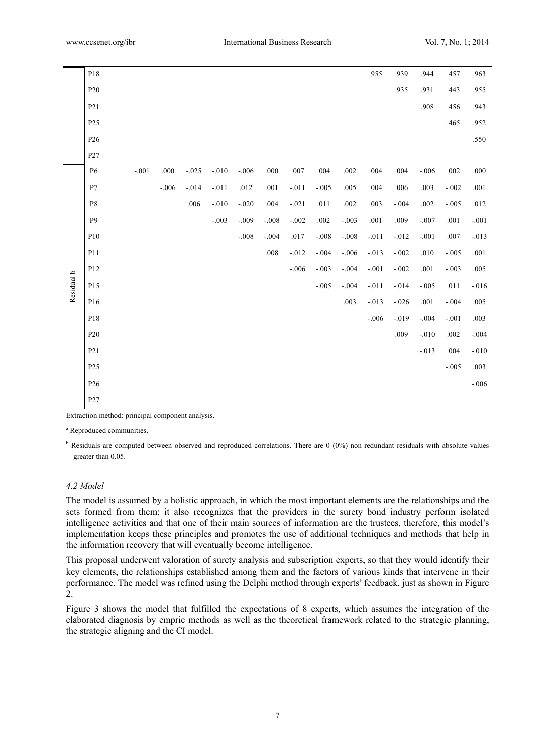| | | | | | | | | | | | | | | | | |
|---|---|---|---|---|---|---|---|---|---|---|---|---|---|---|---|---|
| | P18 | | | | | | | | | | | .955 | .939 | .944 | .457 | .963 |
| | P20 | | | | | | | | | | | | .935 | .931 | .443 | .955 |
| | P21 | | | | | | | | | | | | | .908 | .456 | .943 |
| | P25 | | | | | | | | | | | | | | .465 | .952 |
| | P26 | | | | | | | | | | | | | | | .550 |
| | P27 | | | | | | | | | | | | | | | |
| Residual b | P6 | | -.001 | .000 | -.025 | -.010 | -.006 | .000 | .007 | .004 | .002 | .004 | .004 | -.006 | .002 | .000 |
| | P7 | | | -.006 | -.014 | -.011 | .012 | .001 | -.011 | -.005 | .005 | .004 | .006 | .003 | -.002 | .001 |
| | P8 | | | | .006 | -.010 | -.020 | .004 | -.021 | .011 | .002 | .003 | -.004 | .002 | -.005 | .012 |
| | P9 | | | | | -.003 | -.009 | -.008 | -.002 | .002 | -.003 | .001 | .009 | -.007 | .001 | -.001 |
| | P10 | | | | | | -.008 | -.004 | .017 | -.008 | -.008 | -.011 | -.012 | -.001 | .007 | -.013 |
| | P11 | | | | | | | .008 | -.012 | -.004 | -.006 | -.013 | -.002 | .010 | -.005 | .001 |
| | P12 | | | | | | | | -.006 | -.003 | -.004 | -.001 | -.002 | .001 | -.003 | .005 |
| | P15 | | | | | | | | | -.005 | -.004 | -.011 | -.014 | -.005 | .011 | -.016 |
| | P16 | | | | | | | | | | .003 | -.013 | -.026 | .001 | -.004 | .005 |
| | P18 | | | | | | | | | | | -.006 | -.019 | -.004 | -.001 | .003 |
| | P20 | | | | | | | | | | | | .009 | -.010 | .002 | -.004 |
| | P21 | | | | | | | | | | | | | -.013 | .004 | -.010 |
| | P25 | | | | | | | | | | | | | | -.005 | .003 |
| | P26 | | | | | | | | | | | | | | | -.006 |
| | P27 | | | | | | | | | | | | | | | |

Extraction method: principal component analysis.

[a] Reproduced communities.

[b] Residuals are computed between observed and reproduced correlations. There are 0 (0%) non redundant residuals with absolute values greater than 0.05.

### 4.2 Model

The model is assumed by a holistic approach, in which the most important elements are the relationships and the sets formed from them; it also recognizes that the providers in the surety bond industry perform isolated intelligence activities and that one of their main sources of information are the trustees, therefore, this model's implementation keeps these principles and promotes the use of additional techniques and methods that help in the information recovery that will eventually become intelligence.

This proposal underwent valoration of surety analysis and subscription experts, so that they would identify their key elements, the relationships established among them and the factors of various kinds that intervene in their performance. The model was refined using the Delphi method through experts' feedback, just as shown in Figure 2.

Figure 3 shows the model that fulfilled the expectations of 8 experts, which assumes the integration of the elaborated diagnosis by empric methods as well as the theoretical framework related to the strategic planning, the strategic aligning and the CI model.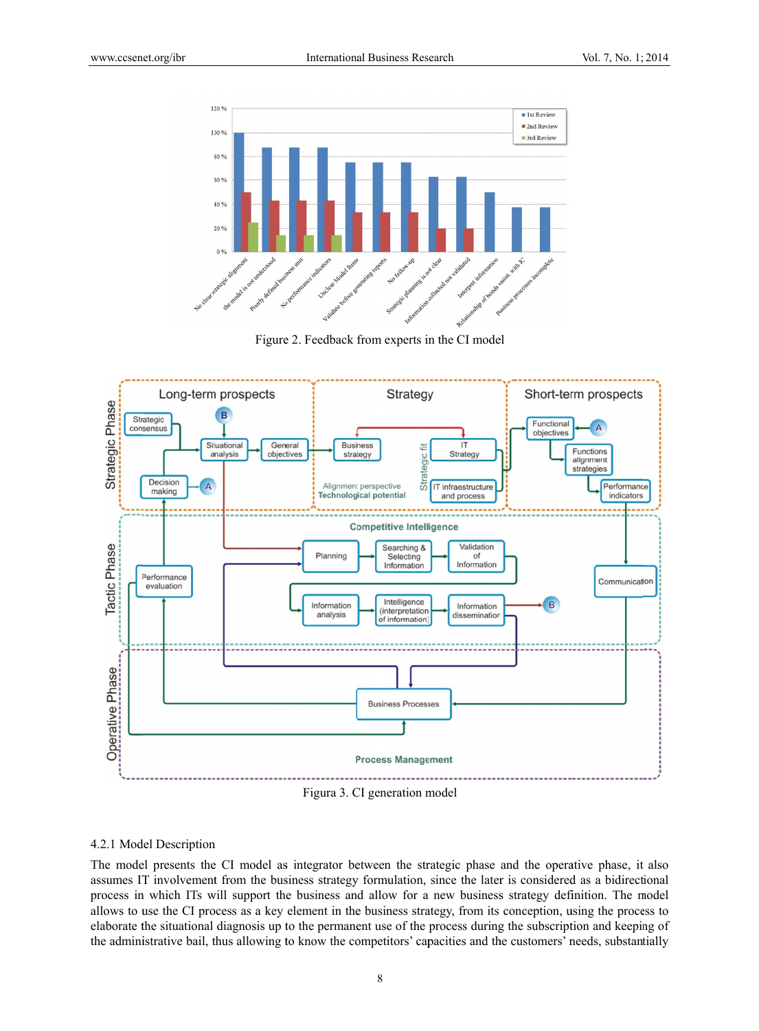120 %
100 %
80 %
60 %
40 %
20 %
0 %

1st Review
2nd Review
3rd Review

No clear strategic alignment
the model is not understood
Poorly defined business unit
No performance indicators
Unclear Model Items
Validate before generating reports
No follow-up
Strategic planning is not clear
Information collected not validated
Interpret information
Relationship of bonds maint. with IC
Business processes incomplete

Figure 2. Feedback from experts in the CI model

Long-term prospects
Strategy
Short-term prospects
Strategic Phase
Strategic consensus
Situational analysis
General objectives
Decision making
Business strategy
IT Strategy
Strategic fit
IT infraestructure and process
Alignment perspective
Technological potential
Functional objectives
Functions alignment strategies
Performance indicators
A
B
Competitive Intelligence
Tactic Phase
Performance evaluation
Planning
Searching & Selecting Information
Validation of Information
Communication
Information analysis
Intelligence (interpretation of information)
Information dissemination
Operative Phase
Business Processes
Process Management

Figura 3. CI generation model

#### 4.2.1 Model Description

The model presents the CI model as integrator between the strategic phase and the operative phase, it also assumes IT involvement from the business strategy formulation, since the later is considered as a bidirectional process in which ITs will support the business and allow for a new business strategy definition. The model allows to use the CI process as a key element in the business strategy, from its conception, using the process to elaborate the situational diagnosis up to the permanent use of the process during the subscription and keeping of the administrative bail, thus allowing to know the competitors' capacities and the customers' needs, substantially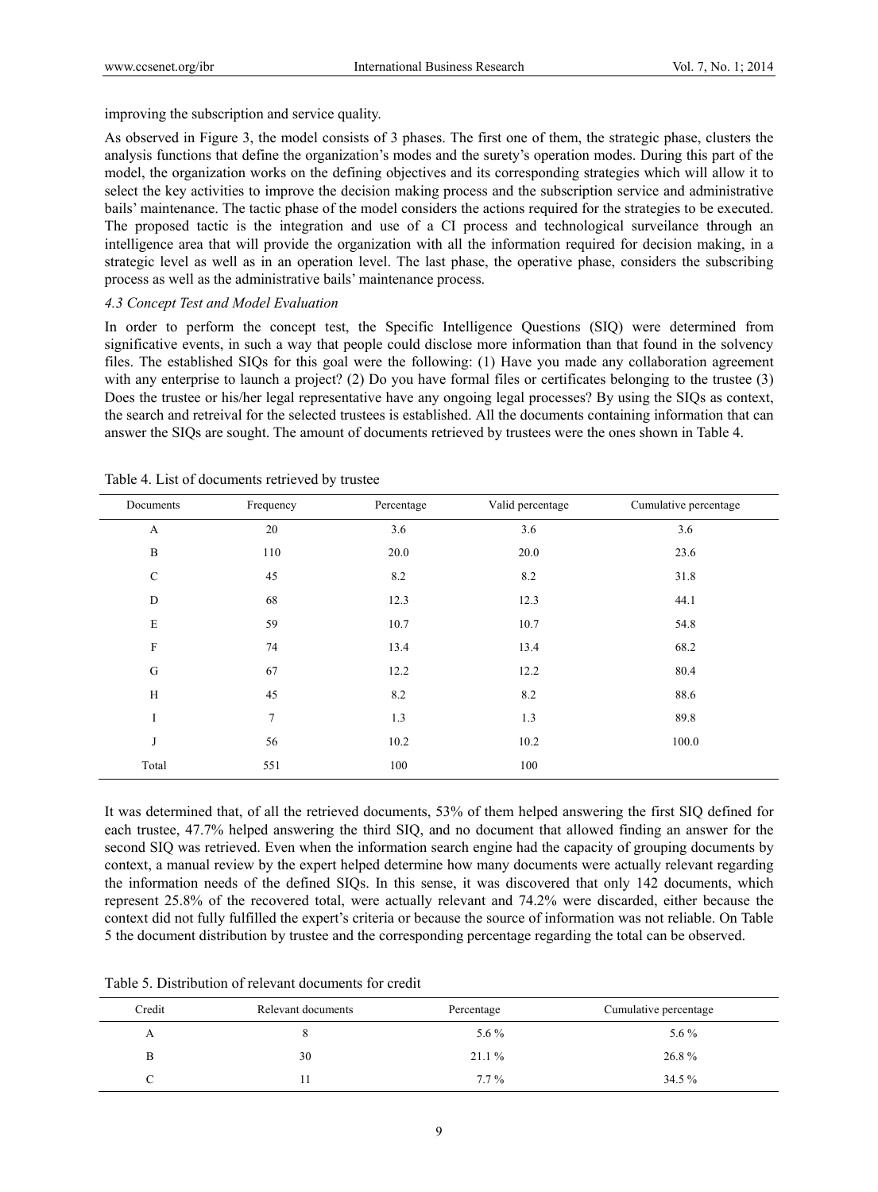improving the subscription and service quality.

As observed in Figure 3, the model consists of 3 phases. The first one of them, the strategic phase, clusters the analysis functions that define the organization's modes and the surety's operation modes. During this part of the model, the organization works on the defining objectives and its corresponding strategies which will allow it to select the key activities to improve the decision making process and the subscription service and administrative bails' maintenance. The tactic phase of the model considers the actions required for the strategies to be executed. The proposed tactic is the integration and use of a CI process and technological surveilance through an intelligence area that will provide the organization with all the information required for decision making, in a strategic level as well as in an operation level. The last phase, the operative phase, considers the subscribing process as well as the administrative bails' maintenance process.

### *4.3 Concept Test and Model Evaluation*

In order to perform the concept test, the Specific Intelligence Questions (SIQ) were determined from significative events, in such a way that people could disclose more information than that found in the solvency files. The established SIQs for this goal were the following: (1) Have you made any collaboration agreement with any enterprise to launch a project? (2) Do you have formal files or certificates belonging to the trustee (3) Does the trustee or his/her legal representative have any ongoing legal processes? By using the SIQs as context, the search and retreival for the selected trustees is established. All the documents containing information that can answer the SIQs are sought. The amount of documents retrieved by trustees were the ones shown in Table 4.

Table 4. List of documents retrieved by trustee

| Documents | Frequency | Percentage | Valid percentage | Cumulative percentage |
|---|---|---|---|---|
| A | 20 | 3.6 | 3.6 | 3.6 |
| B | 110 | 20.0 | 20.0 | 23.6 |
| C | 45 | 8.2 | 8.2 | 31.8 |
| D | 68 | 12.3 | 12.3 | 44.1 |
| E | 59 | 10.7 | 10.7 | 54.8 |
| F | 74 | 13.4 | 13.4 | 68.2 |
| G | 67 | 12.2 | 12.2 | 80.4 |
| H | 45 | 8.2 | 8.2 | 88.6 |
| I | 7 | 1.3 | 1.3 | 89.8 |
| J | 56 | 10.2 | 10.2 | 100.0 |
| Total | 551 | 100 | 100 | |

It was determined that, of all the retrieved documents, 53% of them helped answering the first SIQ defined for each trustee, 47.7% helped answering the third SIQ, and no document that allowed finding an answer for the second SIQ was retrieved. Even when the information search engine had the capacity of grouping documents by context, a manual review by the expert helped determine how many documents were actually relevant regarding the information needs of the defined SIQs. In this sense, it was discovered that only 142 documents, which represent 25.8% of the recovered total, were actually relevant and 74.2% were discarded, either because the context did not fully fulfilled the expert's criteria or because the source of information was not reliable. On Table 5 the document distribution by trustee and the corresponding percentage regarding the total can be observed.

Table 5. Distribution of relevant documents for credit

| Credit | Relevant documents | Percentage | Cumulative percentage |
|---|---|---|---|
| A | 8 | 5.6 % | 5.6 % |
| B | 30 | 21.1 % | 26.8 % |
| C | 11 | 7.7 % | 34.5 % |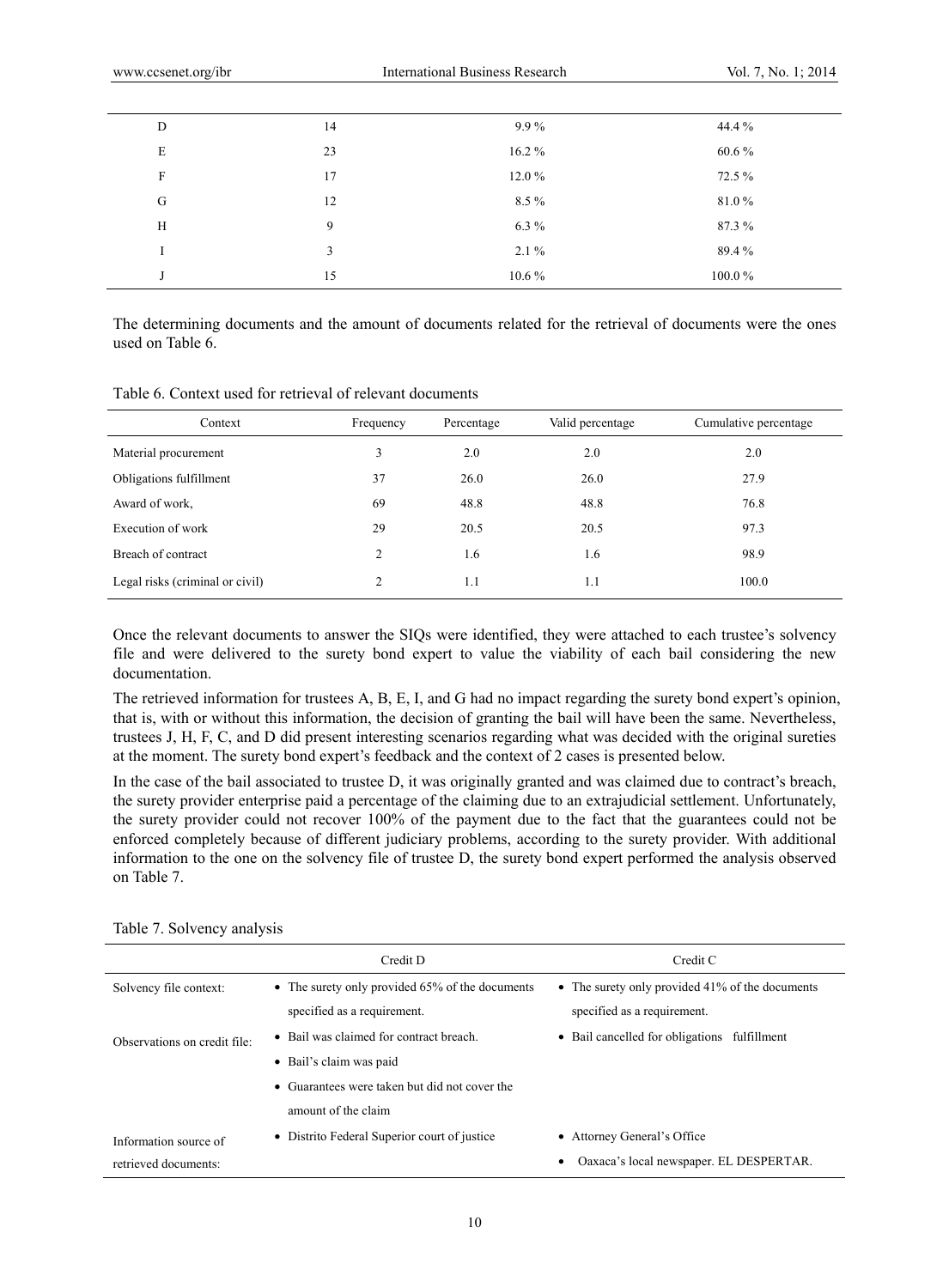| | | | |
|---|---|---|---|
| D | 14 | 9.9 % | 44.4 % |
| E | 23 | 16.2 % | 60.6 % |
| F | 17 | 12.0 % | 72.5 % |
| G | 12 | 8.5 % | 81.0 % |
| H | 9 | 6.3 % | 87.3 % |
| I | 3 | 2.1 % | 89.4 % |
| J | 15 | 10.6 % | 100.0 % |

The determining documents and the amount of documents related for the retrieval of documents were the ones used on Table 6.

Table 6. Context used for retrieval of relevant documents

| Context | Frequency | Percentage | Valid percentage | Cumulative percentage |
|---|---|---|---|---|
| Material procurement | 3 | 2.0 | 2.0 | 2.0 |
| Obligations fulfillment | 37 | 26.0 | 26.0 | 27.9 |
| Award of work, | 69 | 48.8 | 48.8 | 76.8 |
| Execution of work | 29 | 20.5 | 20.5 | 97.3 |
| Breach of contract | 2 | 1.6 | 1.6 | 98.9 |
| Legal risks (criminal or civil) | 2 | 1.1 | 1.1 | 100.0 |

Once the relevant documents to answer the SIQs were identified, they were attached to each trustee's solvency file and were delivered to the surety bond expert to value the viability of each bail considering the new documentation.

The retrieved information for trustees A, B, E, I, and G had no impact regarding the surety bond expert's opinion, that is, with or without this information, the decision of granting the bail will have been the same. Nevertheless, trustees J, H, F, C, and D did present interesting scenarios regarding what was decided with the original sureties at the moment. The surety bond expert's feedback and the context of 2 cases is presented below.

In the case of the bail associated to trustee D, it was originally granted and was claimed due to contract's breach, the surety provider enterprise paid a percentage of the claiming due to an extrajudicial settlement. Unfortunately, the surety provider could not recover 100% of the payment due to the fact that the guarantees could not be enforced completely because of different judiciary problems, according to the surety provider. With additional information to the one on the solvency file of trustee D, the surety bond expert performed the analysis observed on Table 7.

Table 7. Solvency analysis

| | Credit D | Credit C |
|---|---|---|
| Solvency file context: | • The surety only provided 65% of the documents specified as a requirement. | • The surety only provided 41% of the documents specified as a requirement. |
| Observations on credit file: | • Bail was claimed for contract breach.<br>• Bail's claim was paid<br>• Guarantees were taken but did not cover the amount of the claim | • Bail cancelled for obligations fulfillment |
| Information source of retrieved documents: | • Distrito Federal Superior court of justice | • Attorney General's Office<br>• Oaxaca's local newspaper. EL DESPERTAR. |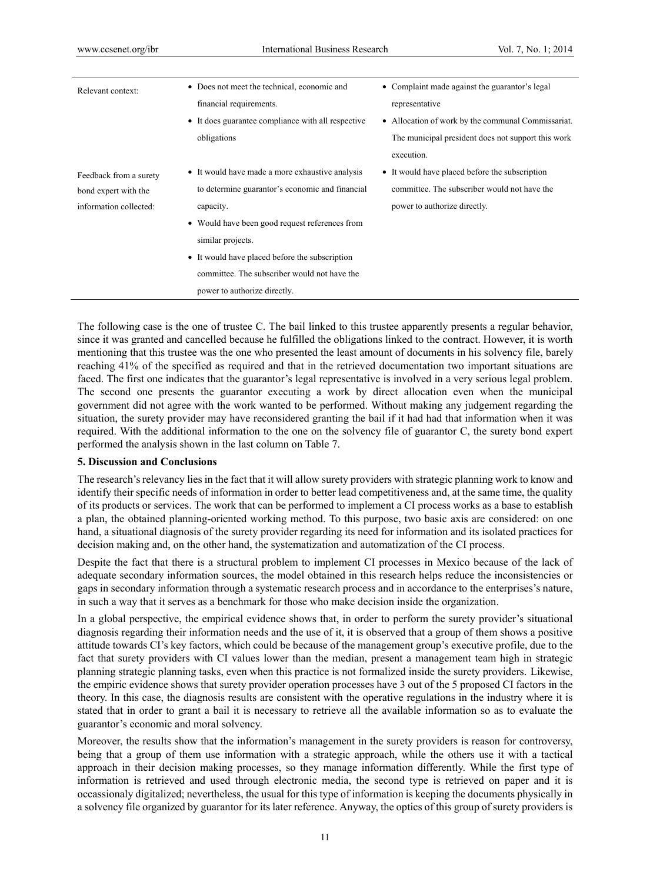| | | |
|---|---|---|
| Relevant context: | • Does not meet the technical, economic and financial requirements.<br>• It does guarantee compliance with all respective obligations | • Complaint made against the guarantor's legal representative<br>• Allocation of work by the communal Commissariat. The municipal president does not support this work execution. |
| Feedback from a surety bond expert with the information collected: | • It would have made a more exhaustive analysis to determine guarantor's economic and financial capacity.<br>• Would have been good request references from similar projects.<br>• It would have placed before the subscription committee. The subscriber would not have the power to authorize directly. | • It would have placed before the subscription committee. The subscriber would not have the power to authorize directly. |

The following case is the one of trustee C. The bail linked to this trustee apparently presents a regular behavior, since it was granted and cancelled because he fulfilled the obligations linked to the contract. However, it is worth mentioning that this trustee was the one who presented the least amount of documents in his solvency file, barely reaching 41% of the specified as required and that in the retrieved documentation two important situations are faced. The first one indicates that the guarantor's legal representative is involved in a very serious legal problem. The second one presents the guarantor executing a work by direct allocation even when the municipal government did not agree with the work wanted to be performed. Without making any judgement regarding the situation, the surety provider may have reconsidered granting the bail if it had had that information when it was required. With the additional information to the one on the solvency file of guarantor C, the surety bond expert performed the analysis shown in the last column on Table 7.

## 5. Discussion and Conclusions

The research's relevancy lies in the fact that it will allow surety providers with strategic planning work to know and identify their specific needs of information in order to better lead competitiveness and, at the same time, the quality of its products or services. The work that can be performed to implement a CI process works as a base to establish a plan, the obtained planning-oriented working method. To this purpose, two basic axis are considered: on one hand, a situational diagnosis of the surety provider regarding its need for information and its isolated practices for decision making and, on the other hand, the systematization and automatization of the CI process.

Despite the fact that there is a structural problem to implement CI processes in Mexico because of the lack of adequate secondary information sources, the model obtained in this research helps reduce the inconsistencies or gaps in secondary information through a systematic research process and in accordance to the enterprises's nature, in such a way that it serves as a benchmark for those who make decision inside the organization.

In a global perspective, the empirical evidence shows that, in order to perform the surety provider's situational diagnosis regarding their information needs and the use of it, it is observed that a group of them shows a positive attitude towards CI's key factors, which could be because of the management group's executive profile, due to the fact that surety providers with CI values lower than the median, present a management team high in strategic planning strategic planning tasks, even when this practice is not formalized inside the surety providers. Likewise, the empiric evidence shows that surety provider operation processes have 3 out of the 5 proposed CI factors in the theory. In this case, the diagnosis results are consistent with the operative regulations in the industry where it is stated that in order to grant a bail it is necessary to retrieve all the available information so as to evaluate the guarantor's economic and moral solvency.

Moreover, the results show that the information's management in the surety providers is reason for controversy, being that a group of them use information with a strategic approach, while the others use it with a tactical approach in their decision making processes, so they manage information differently. While the first type of information is retrieved and used through electronic media, the second type is retrieved on paper and it is occassionaly digitalized; nevertheless, the usual for this type of information is keeping the documents physically in a solvency file organized by guarantor for its later reference. Anyway, the optics of this group of surety providers is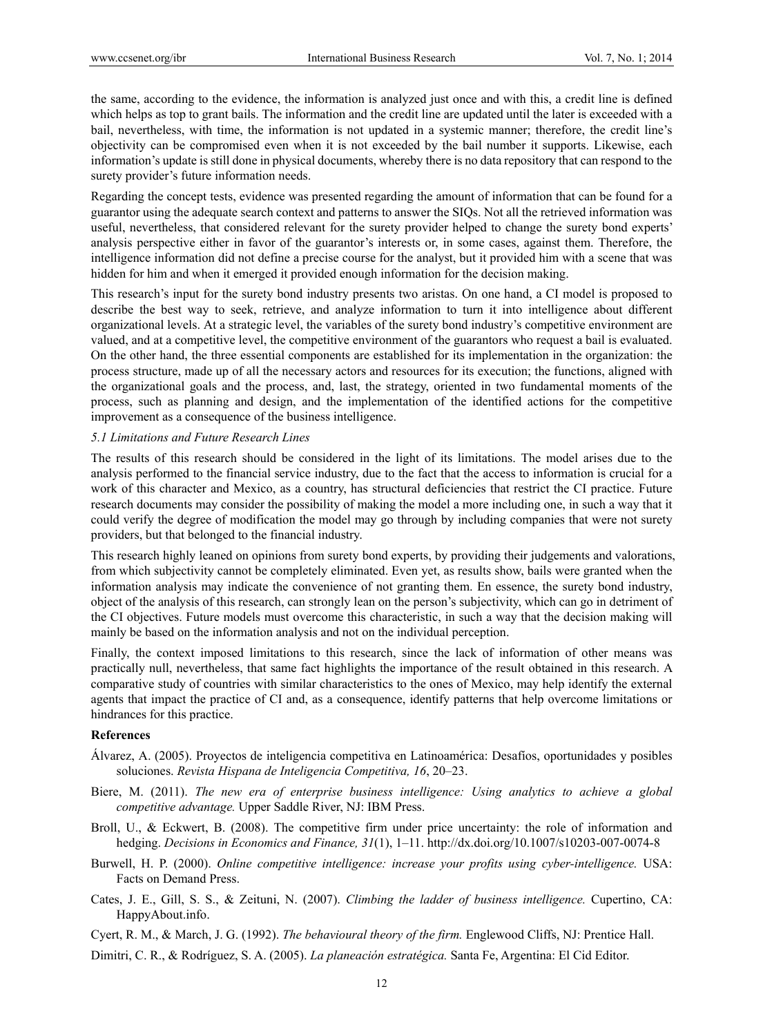the same, according to the evidence, the information is analyzed just once and with this, a credit line is defined which helps as top to grant bails. The information and the credit line are updated until the later is exceeded with a bail, nevertheless, with time, the information is not updated in a systemic manner; therefore, the credit line's objectivity can be compromised even when it is not exceeded by the bail number it supports. Likewise, each information's update is still done in physical documents, whereby there is no data repository that can respond to the surety provider's future information needs.

Regarding the concept tests, evidence was presented regarding the amount of information that can be found for a guarantor using the adequate search context and patterns to answer the SIQs. Not all the retrieved information was useful, nevertheless, that considered relevant for the surety provider helped to change the surety bond experts' analysis perspective either in favor of the guarantor's interests or, in some cases, against them. Therefore, the intelligence information did not define a precise course for the analyst, but it provided him with a scene that was hidden for him and when it emerged it provided enough information for the decision making.

This research's input for the surety bond industry presents two aristas. On one hand, a CI model is proposed to describe the best way to seek, retrieve, and analyze information to turn it into intelligence about different organizational levels. At a strategic level, the variables of the surety bond industry's competitive environment are valued, and at a competitive level, the competitive environment of the guarantors who request a bail is evaluated. On the other hand, the three essential components are established for its implementation in the organization: the process structure, made up of all the necessary actors and resources for its execution; the functions, aligned with the organizational goals and the process, and, last, the strategy, oriented in two fundamental moments of the process, such as planning and design, and the implementation of the identified actions for the competitive improvement as a consequence of the business intelligence.

### *5.1 Limitations and Future Research Lines*

The results of this research should be considered in the light of its limitations. The model arises due to the analysis performed to the financial service industry, due to the fact that the access to information is crucial for a work of this character and Mexico, as a country, has structural deficiencies that restrict the CI practice. Future research documents may consider the possibility of making the model a more including one, in such a way that it could verify the degree of modification the model may go through by including companies that were not surety providers, but that belonged to the financial industry.

This research highly leaned on opinions from surety bond experts, by providing their judgements and valorations, from which subjectivity cannot be completely eliminated. Even yet, as results show, bails were granted when the information analysis may indicate the convenience of not granting them. En essence, the surety bond industry, object of the analysis of this research, can strongly lean on the person's subjectivity, which can go in detriment of the CI objectives. Future models must overcome this characteristic, in such a way that the decision making will mainly be based on the information analysis and not on the individual perception.

Finally, the context imposed limitations to this research, since the lack of information of other means was practically null, nevertheless, that same fact highlights the importance of the result obtained in this research. A comparative study of countries with similar characteristics to the ones of Mexico, may help identify the external agents that impact the practice of CI and, as a consequence, identify patterns that help overcome limitations or hindrances for this practice.

## References

Álvarez, A. (2005). Proyectos de inteligencia competitiva en Latinoamérica: Desafíos, oportunidades y posibles soluciones. *Revista Hispana de Inteligencia Competitiva, 16*, 20–23.

Biere, M. (2011). *The new era of enterprise business intelligence: Using analytics to achieve a global competitive advantage.* Upper Saddle River, NJ: IBM Press.

Broll, U., & Eckwert, B. (2008). The competitive firm under price uncertainty: the role of information and hedging. *Decisions in Economics and Finance, 31*(1), 1–11. http://dx.doi.org/10.1007/s10203-007-0074-8

Burwell, H. P. (2000). *Online competitive intelligence: increase your profits using cyber-intelligence.* USA: Facts on Demand Press.

Cates, J. E., Gill, S. S., & Zeituni, N. (2007). *Climbing the ladder of business intelligence.* Cupertino, CA: HappyAbout.info.

Cyert, R. M., & March, J. G. (1992). *The behavioural theory of the firm.* Englewood Cliffs, NJ: Prentice Hall.

Dimitri, C. R., & Rodríguez, S. A. (2005). *La planeación estratégica.* Santa Fe, Argentina: El Cid Editor.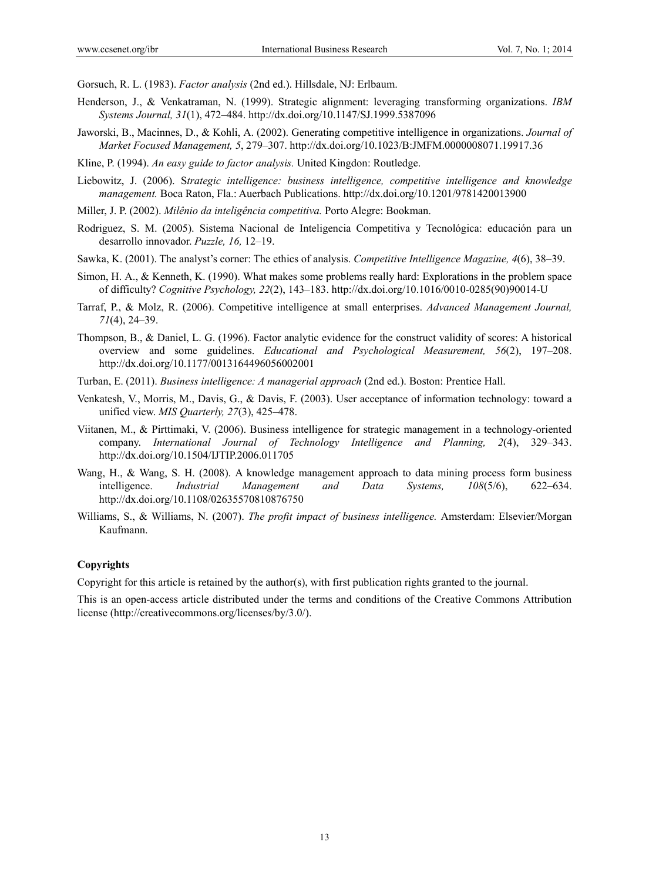Gorsuch, R. L. (1983). *Factor analysis* (2nd ed.). Hillsdale, NJ: Erlbaum.

Henderson, J., & Venkatraman, N. (1999). Strategic alignment: leveraging transforming organizations. *IBM Systems Journal, 31*(1), 472–484. http://dx.doi.org/10.1147/SJ.1999.5387096

Jaworski, B., Macinnes, D., & Kohli, A. (2002). Generating competitive intelligence in organizations. *Journal of Market Focused Management, 5*, 279–307. http://dx.doi.org/10.1023/B:JMFM.0000008071.19917.36

Kline, P. (1994). *An easy guide to factor analysis.* United Kingdon: Routledge.

Liebowitz, J. (2006). S*trategic intelligence: business intelligence, competitive intelligence and knowledge management.* Boca Raton, Fla.: Auerbach Publications. http://dx.doi.org/10.1201/9781420013900

Miller, J. P. (2002). *Milênio da inteligência competitiva.* Porto Alegre: Bookman.

Rodriguez, S. M. (2005). Sistema Nacional de Inteligencia Competitiva y Tecnológica: educación para un desarrollo innovador. *Puzzle, 16,* 12–19.

Sawka, K. (2001). The analyst's corner: The ethics of analysis. *Competitive Intelligence Magazine, 4*(6), 38–39.

Simon, H. A., & Kenneth, K. (1990). What makes some problems really hard: Explorations in the problem space of difficulty? *Cognitive Psychology, 22*(2), 143–183. http://dx.doi.org/10.1016/0010-0285(90)90014-U

Tarraf, P., & Molz, R. (2006). Competitive intelligence at small enterprises. *Advanced Management Journal, 71*(4), 24–39.

Thompson, B., & Daniel, L. G. (1996). Factor analytic evidence for the construct validity of scores: A historical overview and some guidelines. *Educational and Psychological Measurement, 56*(2), 197–208. http://dx.doi.org/10.1177/0013164496056002001

Turban, E. (2011). *Business intelligence: A managerial approach* (2nd ed.). Boston: Prentice Hall.

Venkatesh, V., Morris, M., Davis, G., & Davis, F. (2003). User acceptance of information technology: toward a unified view. *MIS Quarterly, 27*(3), 425–478.

Viitanen, M., & Pirttimaki, V. (2006). Business intelligence for strategic management in a technology-oriented company. *International Journal of Technology Intelligence and Planning, 2*(4), 329–343. http://dx.doi.org/10.1504/IJTIP.2006.011705

Wang, H., & Wang, S. H. (2008). A knowledge management approach to data mining process form business intelligence. *Industrial Management and Data Systems, 108*(5/6), 622–634. http://dx.doi.org/10.1108/02635570810876750

Williams, S., & Williams, N. (2007). *The profit impact of business intelligence.* Amsterdam: Elsevier/Morgan Kaufmann.

**Copyrights**

Copyright for this article is retained by the author(s), with first publication rights granted to the journal.

This is an open-access article distributed under the terms and conditions of the Creative Commons Attribution license (http://creativecommons.org/licenses/by/3.0/).